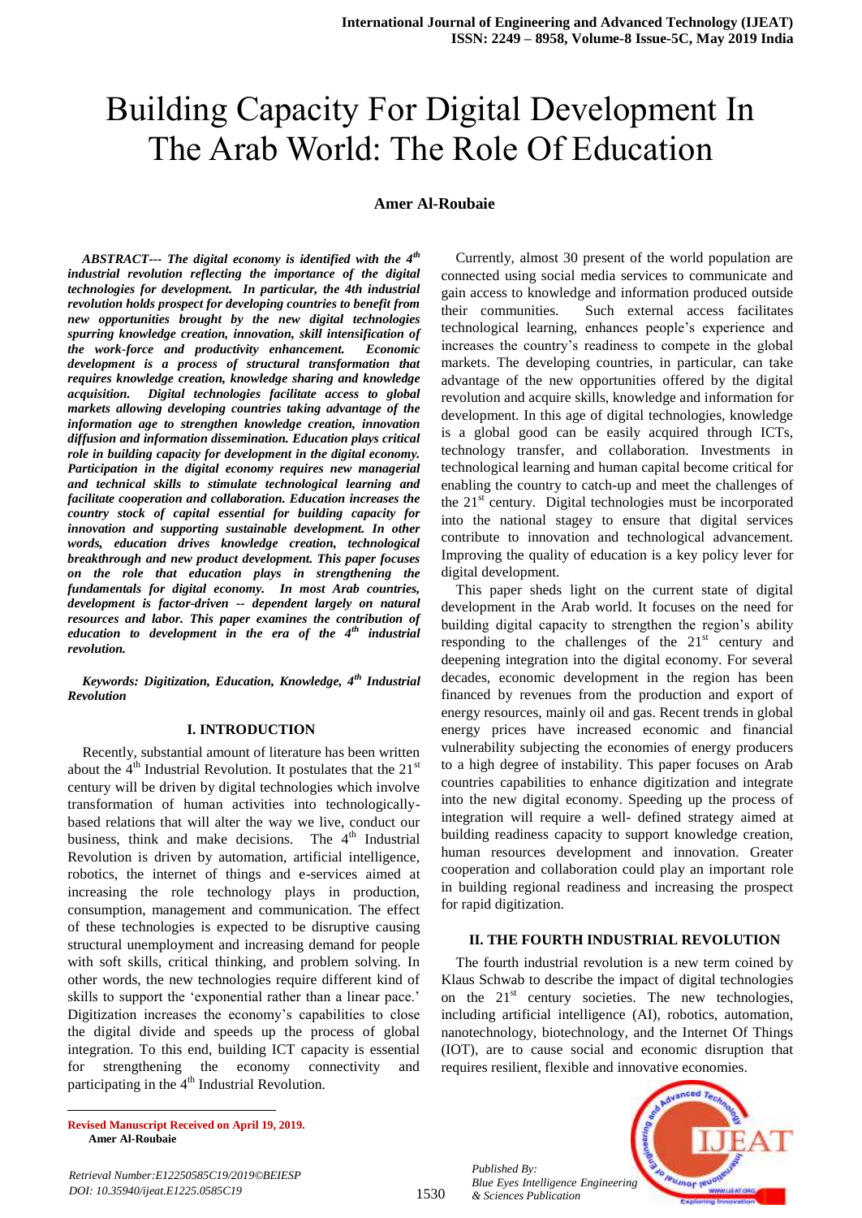# Building Capacity For Digital Development In The Arab World: The Role Of Education

**Amer Al-Roubaie**

***ABSTRACT--- The digital economy is identified with the 4th industrial revolution reflecting the importance of the digital technologies for development. In particular, the 4th industrial revolution holds prospect for developing countries to benefit from new opportunities brought by the new digital technologies spurring knowledge creation, innovation, skill intensification of the work-force and productivity enhancement. Economic development is a process of structural transformation that requires knowledge creation, knowledge sharing and knowledge acquisition. Digital technologies facilitate access to global markets allowing developing countries taking advantage of the information age to strengthen knowledge creation, innovation diffusion and information dissemination. Education plays critical role in building capacity for development in the digital economy. Participation in the digital economy requires new managerial and technical skills to stimulate technological learning and facilitate cooperation and collaboration. Education increases the country stock of capital essential for building capacity for innovation and supporting sustainable development. In other words, education drives knowledge creation, technological breakthrough and new product development. This paper focuses on the role that education plays in strengthening the fundamentals for digital economy. In most Arab countries, development is factor-driven -- dependent largely on natural resources and labor. This paper examines the contribution of education to development in the era of the 4th industrial revolution.***

***Keywords: Digitization, Education, Knowledge, 4th Industrial Revolution***

## I. INTRODUCTION

Recently, substantial amount of literature has been written about the 4th Industrial Revolution. It postulates that the 21st century will be driven by digital technologies which involve transformation of human activities into technologically-based relations that will alter the way we live, conduct our business, think and make decisions. The 4th Industrial Revolution is driven by automation, artificial intelligence, robotics, the internet of things and e-services aimed at increasing the role technology plays in production, consumption, management and communication. The effect of these technologies is expected to be disruptive causing structural unemployment and increasing demand for people with soft skills, critical thinking, and problem solving. In other words, the new technologies require different kind of skills to support the 'exponential rather than a linear pace.' Digitization increases the economy's capabilities to close the digital divide and speeds up the process of global integration. To this end, building ICT capacity is essential for strengthening the economy connectivity and participating in the 4th Industrial Revolution.

Currently, almost 30 present of the world population are connected using social media services to communicate and gain access to knowledge and information produced outside their communities. Such external access facilitates technological learning, enhances people's experience and increases the country's readiness to compete in the global markets. The developing countries, in particular, can take advantage of the new opportunities offered by the digital revolution and acquire skills, knowledge and information for development. In this age of digital technologies, knowledge is a global good can be easily acquired through ICTs, technology transfer, and collaboration. Investments in technological learning and human capital become critical for enabling the country to catch-up and meet the challenges of the 21st century. Digital technologies must be incorporated into the national stagey to ensure that digital services contribute to innovation and technological advancement. Improving the quality of education is a key policy lever for digital development.

This paper sheds light on the current state of digital development in the Arab world. It focuses on the need for building digital capacity to strengthen the region's ability responding to the challenges of the 21st century and deepening integration into the digital economy. For several decades, economic development in the region has been financed by revenues from the production and export of energy resources, mainly oil and gas. Recent trends in global energy prices have increased economic and financial vulnerability subjecting the economies of energy producers to a high degree of instability. This paper focuses on Arab countries capabilities to enhance digitization and integrate into the new digital economy. Speeding up the process of integration will require a well- defined strategy aimed at building readiness capacity to support knowledge creation, human resources development and innovation. Greater cooperation and collaboration could play an important role in building regional readiness and increasing the prospect for rapid digitization.

## II. THE FOURTH INDUSTRIAL REVOLUTION

The fourth industrial revolution is a new term coined by Klaus Schwab to describe the impact of digital technologies on the 21st century societies. The new technologies, including artificial intelligence (AI), robotics, automation, nanotechnology, biotechnology, and the Internet Of Things (IOT), are to cause social and economic disruption that requires resilient, flexible and innovative economies.

**Revised Manuscript Received on April 19, 2019.**
**Amer Al-Roubaie**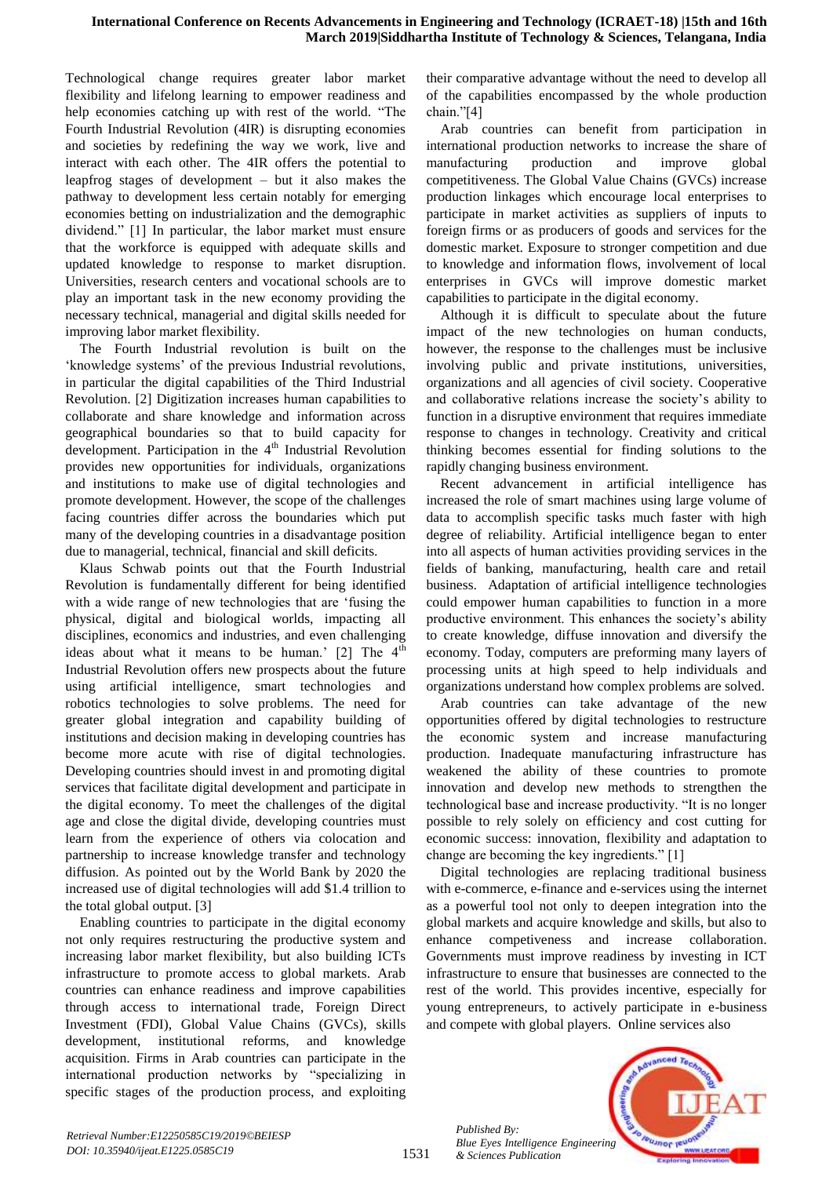Technological change requires greater labor market flexibility and lifelong learning to empower readiness and help economies catching up with rest of the world. "The Fourth Industrial Revolution (4IR) is disrupting economies and societies by redefining the way we work, live and interact with each other. The 4IR offers the potential to leapfrog stages of development – but it also makes the pathway to development less certain notably for emerging economies betting on industrialization and the demographic dividend." [1] In particular, the labor market must ensure that the workforce is equipped with adequate skills and updated knowledge to response to market disruption. Universities, research centers and vocational schools are to play an important task in the new economy providing the necessary technical, managerial and digital skills needed for improving labor market flexibility.

The Fourth Industrial revolution is built on the 'knowledge systems' of the previous Industrial revolutions, in particular the digital capabilities of the Third Industrial Revolution. [2] Digitization increases human capabilities to collaborate and share knowledge and information across geographical boundaries so that to build capacity for development. Participation in the 4th Industrial Revolution provides new opportunities for individuals, organizations and institutions to make use of digital technologies and promote development. However, the scope of the challenges facing countries differ across the boundaries which put many of the developing countries in a disadvantage position due to managerial, technical, financial and skill deficits.

Klaus Schwab points out that the Fourth Industrial Revolution is fundamentally different for being identified with a wide range of new technologies that are 'fusing the physical, digital and biological worlds, impacting all disciplines, economics and industries, and even challenging ideas about what it means to be human.' [2] The 4th Industrial Revolution offers new prospects about the future using artificial intelligence, smart technologies and robotics technologies to solve problems. The need for greater global integration and capability building of institutions and decision making in developing countries has become more acute with rise of digital technologies. Developing countries should invest in and promoting digital services that facilitate digital development and participate in the digital economy. To meet the challenges of the digital age and close the digital divide, developing countries must learn from the experience of others via colocation and partnership to increase knowledge transfer and technology diffusion. As pointed out by the World Bank by 2020 the increased use of digital technologies will add $1.4 trillion to the total global output. [3]

Enabling countries to participate in the digital economy not only requires restructuring the productive system and increasing labor market flexibility, but also building ICTs infrastructure to promote access to global markets. Arab countries can enhance readiness and improve capabilities through access to international trade, Foreign Direct Investment (FDI), Global Value Chains (GVCs), skills development, institutional reforms, and knowledge acquisition. Firms in Arab countries can participate in the international production networks by "specializing in specific stages of the production process, and exploiting their comparative advantage without the need to develop all of the capabilities encompassed by the whole production chain."[4]

Arab countries can benefit from participation in international production networks to increase the share of manufacturing production and improve global competitiveness. The Global Value Chains (GVCs) increase production linkages which encourage local enterprises to participate in market activities as suppliers of inputs to foreign firms or as producers of goods and services for the domestic market. Exposure to stronger competition and due to knowledge and information flows, involvement of local enterprises in GVCs will improve domestic market capabilities to participate in the digital economy.

Although it is difficult to speculate about the future impact of the new technologies on human conducts, however, the response to the challenges must be inclusive involving public and private institutions, universities, organizations and all agencies of civil society. Cooperative and collaborative relations increase the society's ability to function in a disruptive environment that requires immediate response to changes in technology. Creativity and critical thinking becomes essential for finding solutions to the rapidly changing business environment.

Recent advancement in artificial intelligence has increased the role of smart machines using large volume of data to accomplish specific tasks much faster with high degree of reliability. Artificial intelligence began to enter into all aspects of human activities providing services in the fields of banking, manufacturing, health care and retail business. Adaptation of artificial intelligence technologies could empower human capabilities to function in a more productive environment. This enhances the society's ability to create knowledge, diffuse innovation and diversify the economy. Today, computers are preforming many layers of processing units at high speed to help individuals and organizations understand how complex problems are solved.

Arab countries can take advantage of the new opportunities offered by digital technologies to restructure the economic system and increase manufacturing production. Inadequate manufacturing infrastructure has weakened the ability of these countries to promote innovation and develop new methods to strengthen the technological base and increase productivity. "It is no longer possible to rely solely on efficiency and cost cutting for economic success: innovation, flexibility and adaptation to change are becoming the key ingredients." [1]

Digital technologies are replacing traditional business with e-commerce, e-finance and e-services using the internet as a powerful tool not only to deepen integration into the global markets and acquire knowledge and skills, but also to enhance competiveness and increase collaboration. Governments must improve readiness by investing in ICT infrastructure to ensure that businesses are connected to the rest of the world. This provides incentive, especially for young entrepreneurs, to actively participate in e-business and compete with global players. Online services also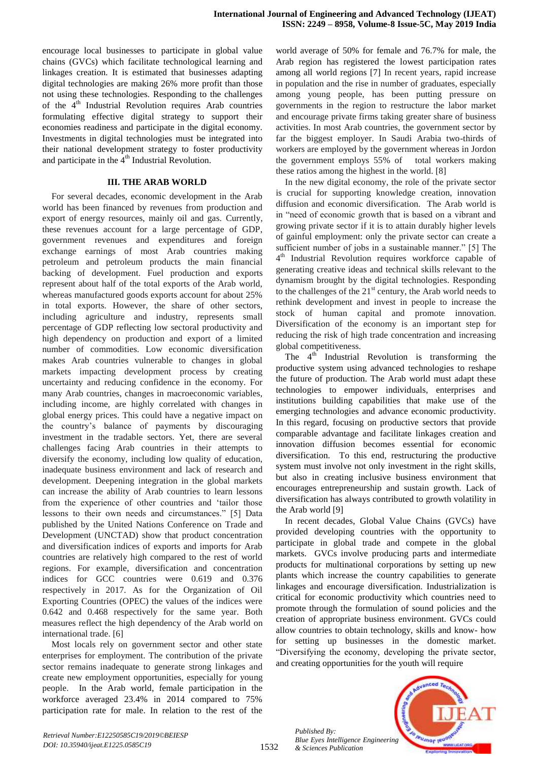encourage local businesses to participate in global value chains (GVCs) which facilitate technological learning and linkages creation. It is estimated that businesses adapting digital technologies are making 26% more profit than those not using these technologies. Responding to the challenges of the 4th Industrial Revolution requires Arab countries formulating effective digital strategy to support their economies readiness and participate in the digital economy. Investments in digital technologies must be integrated into their national development strategy to foster productivity and participate in the 4th Industrial Revolution.

## III. THE ARAB WORLD

For several decades, economic development in the Arab world has been financed by revenues from production and export of energy resources, mainly oil and gas. Currently, these revenues account for a large percentage of GDP, government revenues and expenditures and foreign exchange earnings of most Arab countries making petroleum and petroleum products the main financial backing of development. Fuel production and exports represent about half of the total exports of the Arab world, whereas manufactured goods exports account for about 25% in total exports. However, the share of other sectors, including agriculture and industry, represents small percentage of GDP reflecting low sectoral productivity and high dependency on production and export of a limited number of commodities. Low economic diversification makes Arab countries vulnerable to changes in global markets impacting development process by creating uncertainty and reducing confidence in the economy. For many Arab countries, changes in macroeconomic variables, including income, are highly correlated with changes in global energy prices. This could have a negative impact on the country's balance of payments by discouraging investment in the tradable sectors. Yet, there are several challenges facing Arab countries in their attempts to diversify the economy, including low quality of education, inadequate business environment and lack of research and development. Deepening integration in the global markets can increase the ability of Arab countries to learn lessons from the experience of other countries and 'tailor those lessons to their own needs and circumstances." [5] Data published by the United Nations Conference on Trade and Development (UNCTAD) show that product concentration and diversification indices of exports and imports for Arab countries are relatively high compared to the rest of world regions. For example, diversification and concentration indices for GCC countries were 0.619 and 0.376 respectively in 2017. As for the Organization of Oil Exporting Countries (OPEC) the values of the indices were 0.642 and 0.468 respectively for the same year. Both measures reflect the high dependency of the Arab world on international trade. [6]

Most locals rely on government sector and other state enterprises for employment. The contribution of the private sector remains inadequate to generate strong linkages and create new employment opportunities, especially for young people. In the Arab world, female participation in the workforce averaged 23.4% in 2014 compared to 75% participation rate for male. In relation to the rest of the world average of 50% for female and 76.7% for male, the Arab region has registered the lowest participation rates among all world regions [7] In recent years, rapid increase in population and the rise in number of graduates, especially among young people, has been putting pressure on governments in the region to restructure the labor market and encourage private firms taking greater share of business activities. In most Arab countries, the government sector by far the biggest employer. In Saudi Arabia two-thirds of workers are employed by the government whereas in Jordon the government employs 55% of total workers making these ratios among the highest in the world. [8]

In the new digital economy, the role of the private sector is crucial for supporting knowledge creation, innovation diffusion and economic diversification. The Arab world is in "need of economic growth that is based on a vibrant and growing private sector if it is to attain durably higher levels of gainful employment: only the private sector can create a sufficient number of jobs in a sustainable manner." [5] The 4th Industrial Revolution requires workforce capable of generating creative ideas and technical skills relevant to the dynamism brought by the digital technologies. Responding to the challenges of the 21st century, the Arab world needs to rethink development and invest in people to increase the stock of human capital and promote innovation. Diversification of the economy is an important step for reducing the risk of high trade concentration and increasing global competitiveness.

The 4th Industrial Revolution is transforming the productive system using advanced technologies to reshape the future of production. The Arab world must adapt these technologies to empower individuals, enterprises and institutions building capabilities that make use of the emerging technologies and advance economic productivity. In this regard, focusing on productive sectors that provide comparable advantage and facilitate linkages creation and innovation diffusion becomes essential for economic diversification. To this end, restructuring the productive system must involve not only investment in the right skills, but also in creating inclusive business environment that encourages entrepreneurship and sustain growth. Lack of diversification has always contributed to growth volatility in the Arab world [9]

In recent decades, Global Value Chains (GVCs) have provided developing countries with the opportunity to participate in global trade and compete in the global markets. GVCs involve producing parts and intermediate products for multinational corporations by setting up new plants which increase the country capabilities to generate linkages and encourage diversification. Industrialization is critical for economic productivity which countries need to promote through the formulation of sound policies and the creation of appropriate business environment. GVCs could allow countries to obtain technology, skills and know- how for setting up businesses in the domestic market. "Diversifying the economy, developing the private sector, and creating opportunities for the youth will require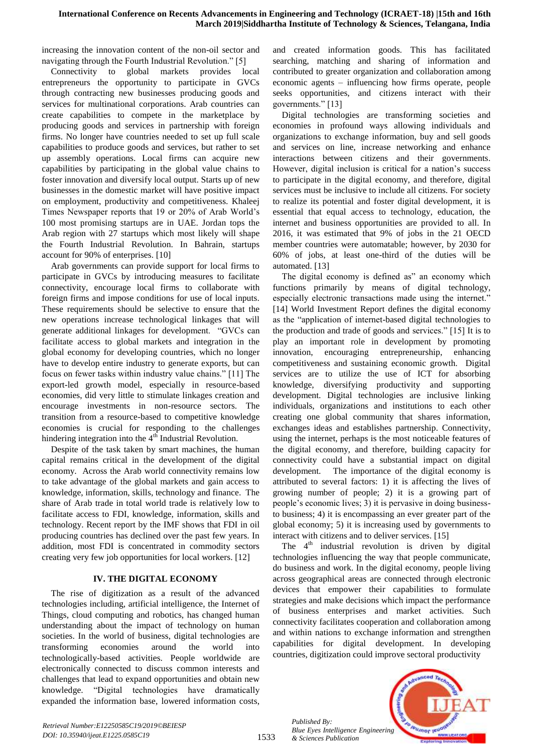increasing the innovation content of the non-oil sector and navigating through the Fourth Industrial Revolution." [5]

Connectivity to global markets provides local entrepreneurs the opportunity to participate in GVCs through contracting new businesses producing goods and services for multinational corporations. Arab countries can create capabilities to compete in the marketplace by producing goods and services in partnership with foreign firms. No longer have countries needed to set up full scale capabilities to produce goods and services, but rather to set up assembly operations. Local firms can acquire new capabilities by participating in the global value chains to foster innovation and diversify local output. Starts up of new businesses in the domestic market will have positive impact on employment, productivity and competitiveness. Khaleej Times Newspaper reports that 19 or 20% of Arab World's 100 most promising startups are in UAE. Jordan tops the Arab region with 27 startups which most likely will shape the Fourth Industrial Revolution. In Bahrain, startups account for 90% of enterprises. [10]

Arab governments can provide support for local firms to participate in GVCs by introducing measures to facilitate connectivity, encourage local firms to collaborate with foreign firms and impose conditions for use of local inputs. These requirements should be selective to ensure that the new operations increase technological linkages that will generate additional linkages for development. "GVCs can facilitate access to global markets and integration in the global economy for developing countries, which no longer have to develop entire industry to generate exports, but can focus on fewer tasks within industry value chains." [11] The export-led growth model, especially in resource-based economies, did very little to stimulate linkages creation and encourage investments in non-resource sectors. The transition from a resource-based to competitive knowledge economies is crucial for responding to the challenges hindering integration into the 4th Industrial Revolution.

Despite of the task taken by smart machines, the human capital remains critical in the development of the digital economy. Across the Arab world connectivity remains low to take advantage of the global markets and gain access to knowledge, information, skills, technology and finance. The share of Arab trade in total world trade is relatively low to facilitate access to FDI, knowledge, information, skills and technology. Recent report by the IMF shows that FDI in oil producing countries has declined over the past few years. In addition, most FDI is concentrated in commodity sectors creating very few job opportunities for local workers. [12]

## IV. THE DIGITAL ECONOMY

The rise of digitization as a result of the advanced technologies including, artificial intelligence, the Internet of Things, cloud computing and robotics, has changed human understanding about the impact of technology on human societies. In the world of business, digital technologies are transforming economies around the world into technologically-based activities. People worldwide are electronically connected to discuss common interests and challenges that lead to expand opportunities and obtain new knowledge. "Digital technologies have dramatically expanded the information base, lowered information costs, and created information goods. This has facilitated searching, matching and sharing of information and contributed to greater organization and collaboration among economic agents – influencing how firms operate, people seeks opportunities, and citizens interact with their governments." [13]

Digital technologies are transforming societies and economies in profound ways allowing individuals and organizations to exchange information, buy and sell goods and services on line, increase networking and enhance interactions between citizens and their governments. However, digital inclusion is critical for a nation's success to participate in the digital economy, and therefore, digital services must be inclusive to include all citizens. For society to realize its potential and foster digital development, it is essential that equal access to technology, education, the internet and business opportunities are provided to all. In 2016, it was estimated that 9% of jobs in the 21 OECD member countries were automatable; however, by 2030 for 60% of jobs, at least one-third of the duties will be automated. [13]

The digital economy is defined as" an economy which functions primarily by means of digital technology, especially electronic transactions made using the internet." [14] World Investment Report defines the digital economy as the "application of internet-based digital technologies to the production and trade of goods and services." [15] It is to play an important role in development by promoting innovation, encouraging entrepreneurship, enhancing competitiveness and sustaining economic growth. Digital services are to utilize the use of ICT for absorbing knowledge, diversifying productivity and supporting development. Digital technologies are inclusive linking individuals, organizations and institutions to each other creating one global community that shares information, exchanges ideas and establishes partnership. Connectivity, using the internet, perhaps is the most noticeable features of the digital economy, and therefore, building capacity for connectivity could have a substantial impact on digital development. The importance of the digital economy is attributed to several factors: 1) it is affecting the lives of growing number of people; 2) it is a growing part of people's economic lives; 3) it is pervasive in doing business-to business; 4) it is encompassing an ever greater part of the global economy; 5) it is increasing used by governments to interact with citizens and to deliver services. [15]

The 4th industrial revolution is driven by digital technologies influencing the way that people communicate, do business and work. In the digital economy, people living across geographical areas are connected through electronic devices that empower their capabilities to formulate strategies and make decisions which impact the performance of business enterprises and market activities. Such connectivity facilitates cooperation and collaboration among and within nations to exchange information and strengthen capabilities for digital development. In developing countries, digitization could improve sectoral productivity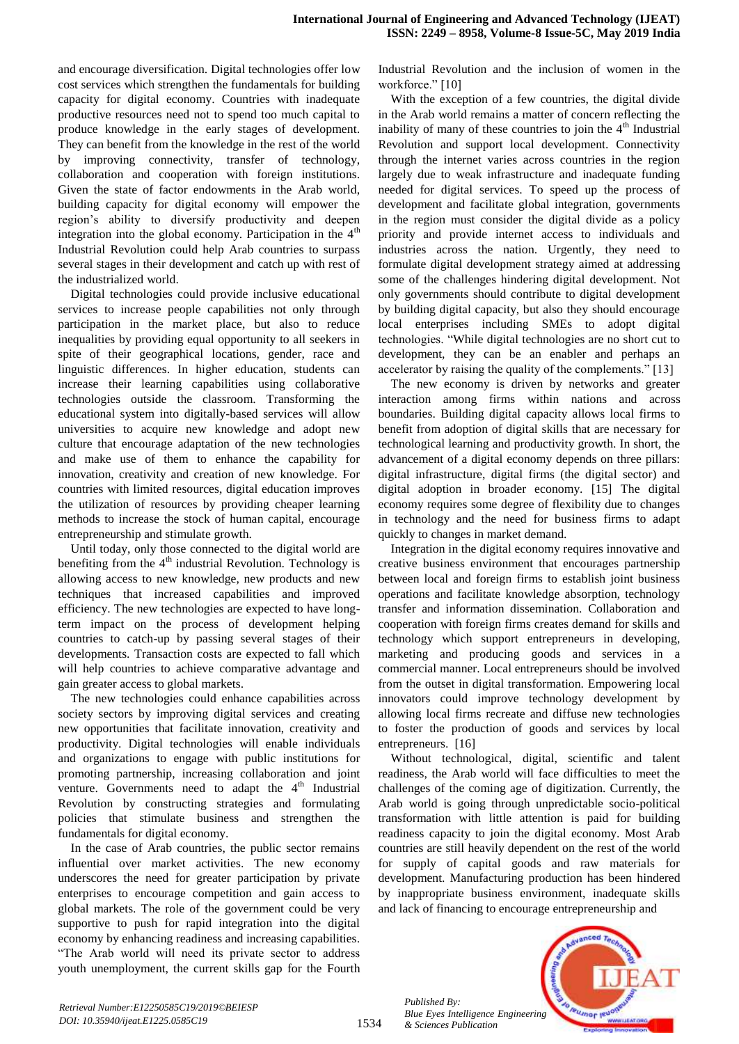and encourage diversification. Digital technologies offer low cost services which strengthen the fundamentals for building capacity for digital economy. Countries with inadequate productive resources need not to spend too much capital to produce knowledge in the early stages of development. They can benefit from the knowledge in the rest of the world by improving connectivity, transfer of technology, collaboration and cooperation with foreign institutions. Given the state of factor endowments in the Arab world, building capacity for digital economy will empower the region's ability to diversify productivity and deepen integration into the global economy. Participation in the 4th Industrial Revolution could help Arab countries to surpass several stages in their development and catch up with rest of the industrialized world.

Digital technologies could provide inclusive educational services to increase people capabilities not only through participation in the market place, but also to reduce inequalities by providing equal opportunity to all seekers in spite of their geographical locations, gender, race and linguistic differences. In higher education, students can increase their learning capabilities using collaborative technologies outside the classroom. Transforming the educational system into digitally-based services will allow universities to acquire new knowledge and adopt new culture that encourage adaptation of the new technologies and make use of them to enhance the capability for innovation, creativity and creation of new knowledge. For countries with limited resources, digital education improves the utilization of resources by providing cheaper learning methods to increase the stock of human capital, encourage entrepreneurship and stimulate growth.

Until today, only those connected to the digital world are benefiting from the 4th industrial Revolution. Technology is allowing access to new knowledge, new products and new techniques that increased capabilities and improved efficiency. The new technologies are expected to have long-term impact on the process of development helping countries to catch-up by passing several stages of their developments. Transaction costs are expected to fall which will help countries to achieve comparative advantage and gain greater access to global markets.

The new technologies could enhance capabilities across society sectors by improving digital services and creating new opportunities that facilitate innovation, creativity and productivity. Digital technologies will enable individuals and organizations to engage with public institutions for promoting partnership, increasing collaboration and joint venture. Governments need to adapt the 4th Industrial Revolution by constructing strategies and formulating policies that stimulate business and strengthen the fundamentals for digital economy.

In the case of Arab countries, the public sector remains influential over market activities. The new economy underscores the need for greater participation by private enterprises to encourage competition and gain access to global markets. The role of the government could be very supportive to push for rapid integration into the digital economy by enhancing readiness and increasing capabilities. "The Arab world will need its private sector to address youth unemployment, the current skills gap for the Fourth Industrial Revolution and the inclusion of women in the workforce." [10]

With the exception of a few countries, the digital divide in the Arab world remains a matter of concern reflecting the inability of many of these countries to join the 4th Industrial Revolution and support local development. Connectivity through the internet varies across countries in the region largely due to weak infrastructure and inadequate funding needed for digital services. To speed up the process of development and facilitate global integration, governments in the region must consider the digital divide as a policy priority and provide internet access to individuals and industries across the nation. Urgently, they need to formulate digital development strategy aimed at addressing some of the challenges hindering digital development. Not only governments should contribute to digital development by building digital capacity, but also they should encourage local enterprises including SMEs to adopt digital technologies. "While digital technologies are no short cut to development, they can be an enabler and perhaps an accelerator by raising the quality of the complements." [13]

The new economy is driven by networks and greater interaction among firms within nations and across boundaries. Building digital capacity allows local firms to benefit from adoption of digital skills that are necessary for technological learning and productivity growth. In short, the advancement of a digital economy depends on three pillars: digital infrastructure, digital firms (the digital sector) and digital adoption in broader economy. [15] The digital economy requires some degree of flexibility due to changes in technology and the need for business firms to adapt quickly to changes in market demand.

Integration in the digital economy requires innovative and creative business environment that encourages partnership between local and foreign firms to establish joint business operations and facilitate knowledge absorption, technology transfer and information dissemination. Collaboration and cooperation with foreign firms creates demand for skills and technology which support entrepreneurs in developing, marketing and producing goods and services in a commercial manner. Local entrepreneurs should be involved from the outset in digital transformation. Empowering local innovators could improve technology development by allowing local firms recreate and diffuse new technologies to foster the production of goods and services by local entrepreneurs. [16]

Without technological, digital, scientific and talent readiness, the Arab world will face difficulties to meet the challenges of the coming age of digitization. Currently, the Arab world is going through unpredictable socio-political transformation with little attention is paid for building readiness capacity to join the digital economy. Most Arab countries are still heavily dependent on the rest of the world for supply of capital goods and raw materials for development. Manufacturing production has been hindered by inappropriate business environment, inadequate skills and lack of financing to encourage entrepreneurship and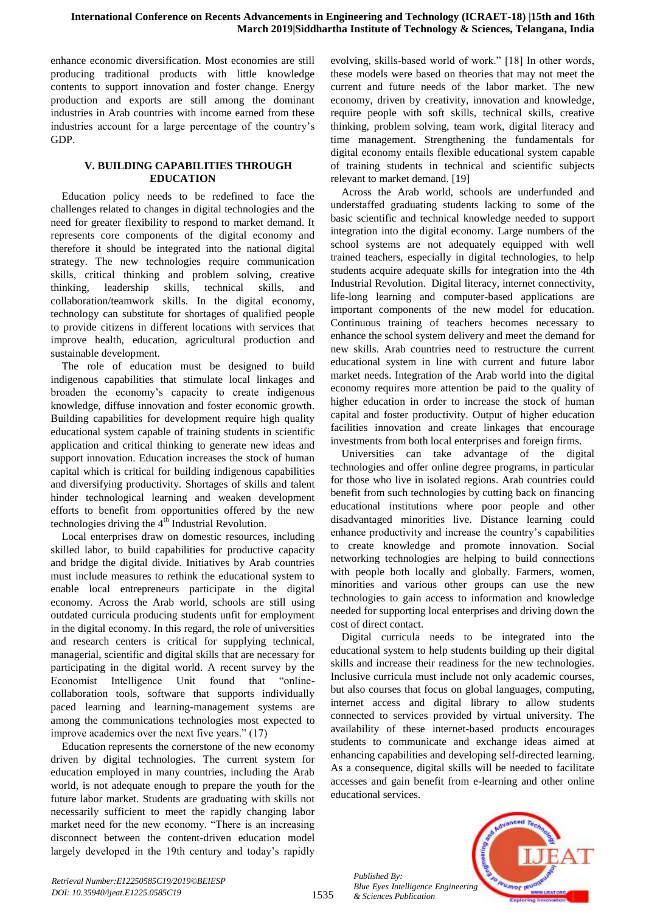enhance economic diversification. Most economies are still producing traditional products with little knowledge contents to support innovation and foster change. Energy production and exports are still among the dominant industries in Arab countries with income earned from these industries account for a large percentage of the country's GDP.

## V. BUILDING CAPABILITIES THROUGH EDUCATION

Education policy needs to be redefined to face the challenges related to changes in digital technologies and the need for greater flexibility to respond to market demand. It represents core components of the digital economy and therefore it should be integrated into the national digital strategy. The new technologies require communication skills, critical thinking and problem solving, creative thinking, leadership skills, technical skills, and collaboration/teamwork skills. In the digital economy, technology can substitute for shortages of qualified people to provide citizens in different locations with services that improve health, education, agricultural production and sustainable development.

The role of education must be designed to build indigenous capabilities that stimulate local linkages and broaden the economy's capacity to create indigenous knowledge, diffuse innovation and foster economic growth. Building capabilities for development require high quality educational system capable of training students in scientific application and critical thinking to generate new ideas and support innovation. Education increases the stock of human capital which is critical for building indigenous capabilities and diversifying productivity. Shortages of skills and talent hinder technological learning and weaken development efforts to benefit from opportunities offered by the new technologies driving the 4th Industrial Revolution.

Local enterprises draw on domestic resources, including skilled labor, to build capabilities for productive capacity and bridge the digital divide. Initiatives by Arab countries must include measures to rethink the educational system to enable local entrepreneurs participate in the digital economy. Across the Arab world, schools are still using outdated curricula producing students unfit for employment in the digital economy. In this regard, the role of universities and research centers is critical for supplying technical, managerial, scientific and digital skills that are necessary for participating in the digital world. A recent survey by the Economist Intelligence Unit found that "online-collaboration tools, software that supports individually paced learning and learning-management systems are among the communications technologies most expected to improve academics over the next five years." (17)

Education represents the cornerstone of the new economy driven by digital technologies. The current system for education employed in many countries, including the Arab world, is not adequate enough to prepare the youth for the future labor market. Students are graduating with skills not necessarily sufficient to meet the rapidly changing labor market need for the new economy. "There is an increasing disconnect between the content-driven education model largely developed in the 19th century and today's rapidly evolving, skills-based world of work." [18] In other words, these models were based on theories that may not meet the current and future needs of the labor market. The new economy, driven by creativity, innovation and knowledge, require people with soft skills, technical skills, creative thinking, problem solving, team work, digital literacy and time management. Strengthening the fundamentals for digital economy entails flexible educational system capable of training students in technical and scientific subjects relevant to market demand. [19]

Across the Arab world, schools are underfunded and understaffed graduating students lacking to some of the basic scientific and technical knowledge needed to support integration into the digital economy. Large numbers of the school systems are not adequately equipped with well trained teachers, especially in digital technologies, to help students acquire adequate skills for integration into the 4th Industrial Revolution. Digital literacy, internet connectivity, life-long learning and computer-based applications are important components of the new model for education. Continuous training of teachers becomes necessary to enhance the school system delivery and meet the demand for new skills. Arab countries need to restructure the current educational system in line with current and future labor market needs. Integration of the Arab world into the digital economy requires more attention be paid to the quality of higher education in order to increase the stock of human capital and foster productivity. Output of higher education facilities innovation and create linkages that encourage investments from both local enterprises and foreign firms.

Universities can take advantage of the digital technologies and offer online degree programs, in particular for those who live in isolated regions. Arab countries could benefit from such technologies by cutting back on financing educational institutions where poor people and other disadvantaged minorities live. Distance learning could enhance productivity and increase the country's capabilities to create knowledge and promote innovation. Social networking technologies are helping to build connections with people both locally and globally. Farmers, women, minorities and various other groups can use the new technologies to gain access to information and knowledge needed for supporting local enterprises and driving down the cost of direct contact.

Digital curricula needs to be integrated into the educational system to help students building up their digital skills and increase their readiness for the new technologies. Inclusive curricula must include not only academic courses, but also courses that focus on global languages, computing, internet access and digital library to allow students connected to services provided by virtual university. The availability of these internet-based products encourages students to communicate and exchange ideas aimed at enhancing capabilities and developing self-directed learning. As a consequence, digital skills will be needed to facilitate accesses and gain benefit from e-learning and other online educational services.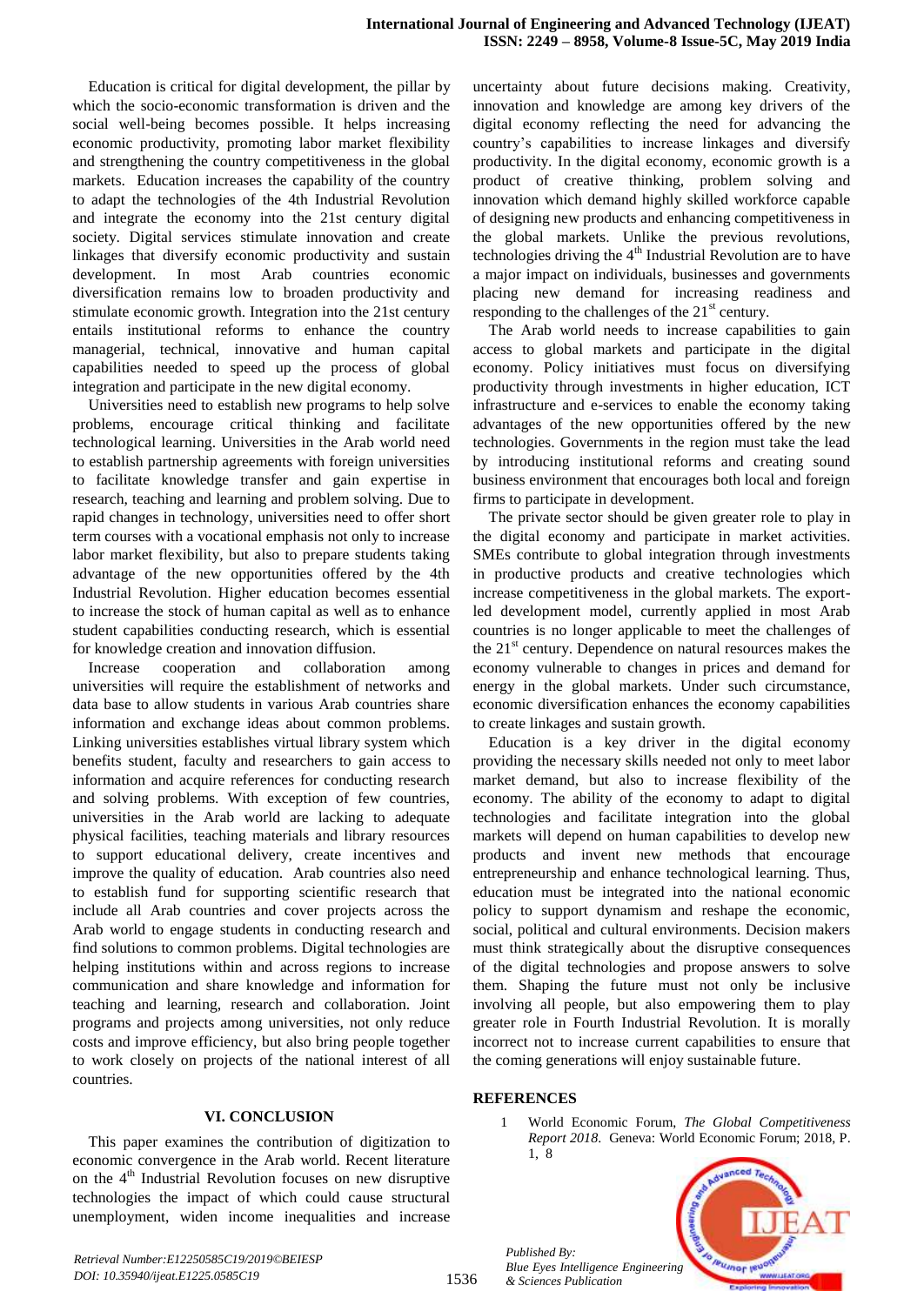Education is critical for digital development, the pillar by which the socio-economic transformation is driven and the social well-being becomes possible. It helps increasing economic productivity, promoting labor market flexibility and strengthening the country competitiveness in the global markets. Education increases the capability of the country to adapt the technologies of the 4th Industrial Revolution and integrate the economy into the 21st century digital society. Digital services stimulate innovation and create linkages that diversify economic productivity and sustain development. In most Arab countries economic diversification remains low to broaden productivity and stimulate economic growth. Integration into the 21st century entails institutional reforms to enhance the country managerial, technical, innovative and human capital capabilities needed to speed up the process of global integration and participate in the new digital economy.

Universities need to establish new programs to help solve problems, encourage critical thinking and facilitate technological learning. Universities in the Arab world need to establish partnership agreements with foreign universities to facilitate knowledge transfer and gain expertise in research, teaching and learning and problem solving. Due to rapid changes in technology, universities need to offer short term courses with a vocational emphasis not only to increase labor market flexibility, but also to prepare students taking advantage of the new opportunities offered by the 4th Industrial Revolution. Higher education becomes essential to increase the stock of human capital as well as to enhance student capabilities conducting research, which is essential for knowledge creation and innovation diffusion.

Increase cooperation and collaboration among universities will require the establishment of networks and data base to allow students in various Arab countries share information and exchange ideas about common problems. Linking universities establishes virtual library system which benefits student, faculty and researchers to gain access to information and acquire references for conducting research and solving problems. With exception of few countries, universities in the Arab world are lacking to adequate physical facilities, teaching materials and library resources to support educational delivery, create incentives and improve the quality of education. Arab countries also need to establish fund for supporting scientific research that include all Arab countries and cover projects across the Arab world to engage students in conducting research and find solutions to common problems. Digital technologies are helping institutions within and across regions to increase communication and share knowledge and information for teaching and learning, research and collaboration. Joint programs and projects among universities, not only reduce costs and improve efficiency, but also bring people together to work closely on projects of the national interest of all countries.

## VI. CONCLUSION

This paper examines the contribution of digitization to economic convergence in the Arab world. Recent literature on the 4th Industrial Revolution focuses on new disruptive technologies the impact of which could cause structural unemployment, widen income inequalities and increase uncertainty about future decisions making. Creativity, innovation and knowledge are among key drivers of the digital economy reflecting the need for advancing the country's capabilities to increase linkages and diversify productivity. In the digital economy, economic growth is a product of creative thinking, problem solving and innovation which demand highly skilled workforce capable of designing new products and enhancing competitiveness in the global markets. Unlike the previous revolutions, technologies driving the 4th Industrial Revolution are to have a major impact on individuals, businesses and governments placing new demand for increasing readiness and responding to the challenges of the 21st century.

The Arab world needs to increase capabilities to gain access to global markets and participate in the digital economy. Policy initiatives must focus on diversifying productivity through investments in higher education, ICT infrastructure and e-services to enable the economy taking advantages of the new opportunities offered by the new technologies. Governments in the region must take the lead by introducing institutional reforms and creating sound business environment that encourages both local and foreign firms to participate in development.

The private sector should be given greater role to play in the digital economy and participate in market activities. SMEs contribute to global integration through investments in productive products and creative technologies which increase competitiveness in the global markets. The export-led development model, currently applied in most Arab countries is no longer applicable to meet the challenges of the 21st century. Dependence on natural resources makes the economy vulnerable to changes in prices and demand for energy in the global markets. Under such circumstance, economic diversification enhances the economy capabilities to create linkages and sustain growth.

Education is a key driver in the digital economy providing the necessary skills needed not only to meet labor market demand, but also to increase flexibility of the economy. The ability of the economy to adapt to digital technologies and facilitate integration into the global markets will depend on human capabilities to develop new products and invent new methods that encourage entrepreneurship and enhance technological learning. Thus, education must be integrated into the national economic policy to support dynamism and reshape the economic, social, political and cultural environments. Decision makers must think strategically about the disruptive consequences of the digital technologies and propose answers to solve them. Shaping the future must not only be inclusive involving all people, but also empowering them to play greater role in Fourth Industrial Revolution. It is morally incorrect not to increase current capabilities to ensure that the coming generations will enjoy sustainable future.

## REFERENCES

1. World Economic Forum, *The Global Competitiveness Report 2018*. Geneva: World Economic Forum; 2018, P. 1, 8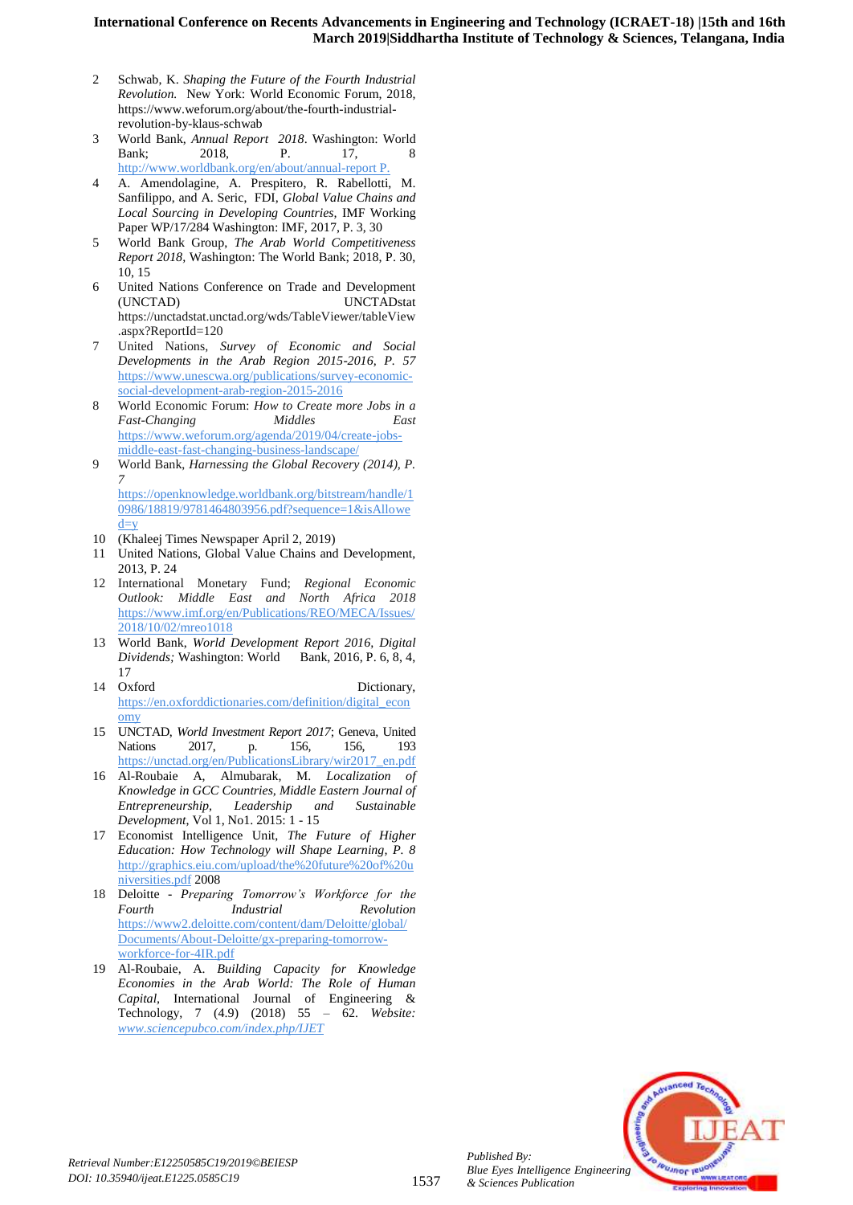2. Schwab, K. *Shaping the Future of the Fourth Industrial Revolution.* New York: World Economic Forum, 2018, https://www.weforum.org/about/the-fourth-industrial-revolution-by-klaus-schwab
3. World Bank, *Annual Report 2018*. Washington: World Bank; 2018, P. 17, 8 http://www.worldbank.org/en/about/annual-report P.
4. A. Amendolagine, A. Prespitero, R. Rabellotti, M. Sanfilippo, and A. Seric, FDI, *Global Value Chains and Local Sourcing in Developing Countries*, IMF Working Paper WP/17/284 Washington: IMF, 2017, P. 3, 30
5. World Bank Group, *The Arab World Competitiveness Report 2018*, Washington: The World Bank; 2018, P. 30, 10, 15
6. United Nations Conference on Trade and Development (UNCTAD) UNCTADstat https://unctadstat.unctad.org/wds/TableViewer/tableView.aspx?ReportId=120
7. United Nations, *Survey of Economic and Social Developments in the Arab Region 2015-2016, P. 57* https://www.unescwa.org/publications/survey-economic-social-development-arab-region-2015-2016
8. World Economic Forum: *How to Create more Jobs in a Fast-Changing Middles East* https://www.weforum.org/agenda/2019/04/create-jobs-middle-east-fast-changing-business-landscape/
9. World Bank, *Harnessing the Global Recovery (2014), P. 7* https://openknowledge.worldbank.org/bitstream/handle/10986/18819/9781464803956.pdf?sequence=1&isAllowed=y
10. (Khaleej Times Newspaper April 2, 2019)
11. United Nations, Global Value Chains and Development, 2013, P. 24
12. International Monetary Fund; *Regional Economic Outlook: Middle East and North Africa 2018* https://www.imf.org/en/Publications/REO/MECA/Issues/2018/10/02/mreo1018
13. World Bank, *World Development Report 2016, Digital Dividends;* Washington: World Bank, 2016, P. 6, 8, 4, 17
14. Oxford Dictionary, https://en.oxforddictionaries.com/definition/digital_economy
15. UNCTAD, *World Investment Report 2017*; Geneva, United Nations 2017, p. 156, 156, 193 https://unctad.org/en/PublicationsLibrary/wir2017_en.pdf
16. Al-Roubaie A, Almubarak, M. *Localization of Knowledge in GCC Countries, Middle Eastern Journal of Entrepreneurship, Leadership and Sustainable Development*, Vol 1, No1. 2015: 1 - 15
17. Economist Intelligence Unit, *The Future of Higher Education: How Technology will Shape Learning, P. 8* http://graphics.eiu.com/upload/the%20future%20of%20universities.pdf 2008
18. Deloitte - *Preparing Tomorrow's Workforce for the Fourth Industrial Revolution* https://www2.deloitte.com/content/dam/Deloitte/global/Documents/About-Deloitte/gx-preparing-tomorrow-workforce-for-4IR.pdf
19. Al-Roubaie, A. *Building Capacity for Knowledge Economies in the Arab World: The Role of Human Capital*, International Journal of Engineering & Technology, 7 (4.9) (2018) 55 – 62. *Website: www.sciencepubco.com/index.php/IJET*